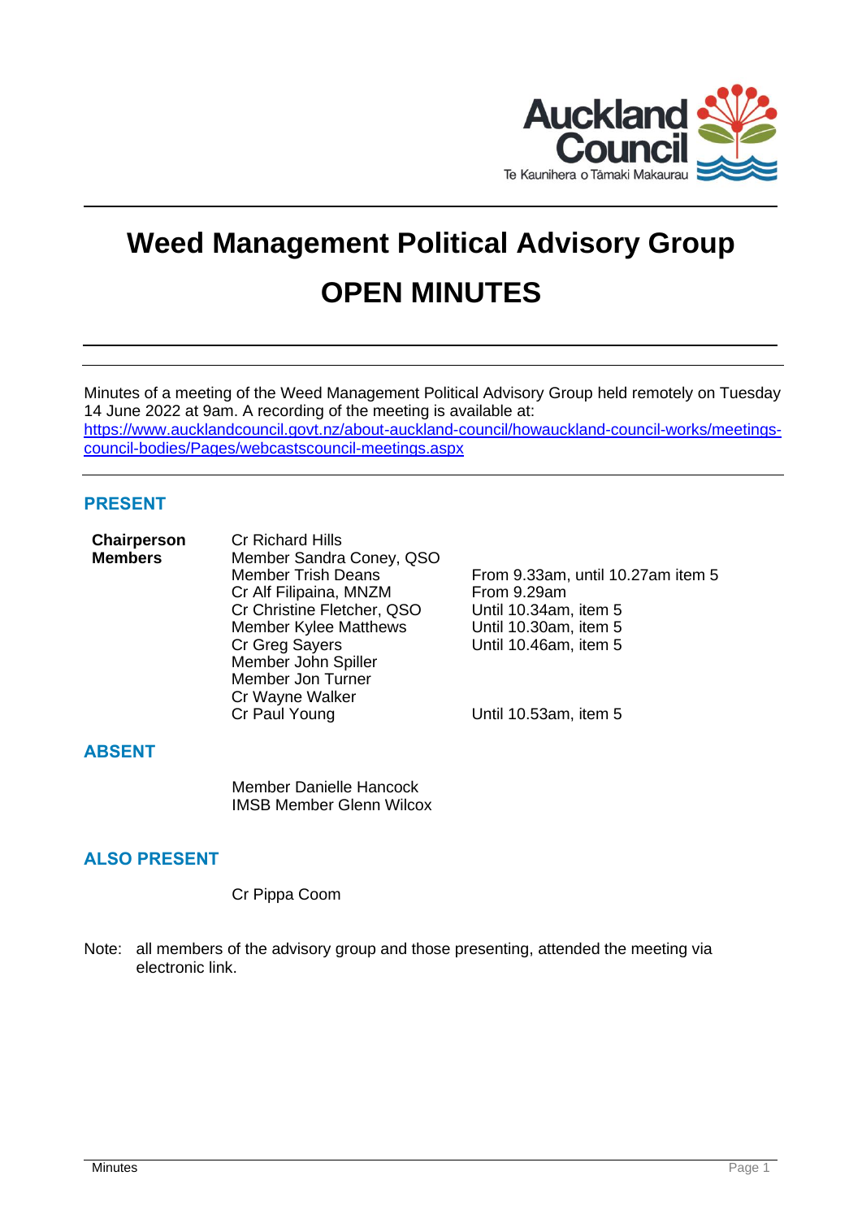# Weed Management Political Advisory Group

# OPEN MINUTES

Minutes of a meeting of the Weed Management Political Advisory Group held remotely on Tuesday 14 June 2022 at 9am. A recording of the meeting is available at: [https://www.aucklandcouncil.govt.nz/about-auckland-council/howauckland-council-works/meetings-council-bodies/Pages/webcastscouncil-meetings.aspx](https://www.aucklandcouncil.govt.nz/about-auckland-council/howauckland-council-works/meetings-council-bodies/Pages/webcastscouncil-meetings.aspx)

## PRESENT

| | | |
|---|---|---|
| **Chairperson** | Cr Richard Hills | |
| **Members** | Member Sandra Coney, QSO | |
| | Member Trish Deans | From 9.33am, until 10.27am item 5 |
| | Cr Alf Filipaina, MNZM | From 9.29am |
| | Cr Christine Fletcher, QSO | Until 10.34am, item 5 |
| | Member Kylee Matthews | Until 10.30am, item 5 |
| | Cr Greg Sayers | Until 10.46am, item 5 |
| | Member John Spiller | |
| | Member Jon Turner | |
| | Cr Wayne Walker | |
| | Cr Paul Young | Until 10.53am, item 5 |

## ABSENT

Member Danielle Hancock
IMSB Member Glenn Wilcox

## ALSO PRESENT

Cr Pippa Coom

Note: all members of the advisory group and those presenting, attended the meeting via electronic link.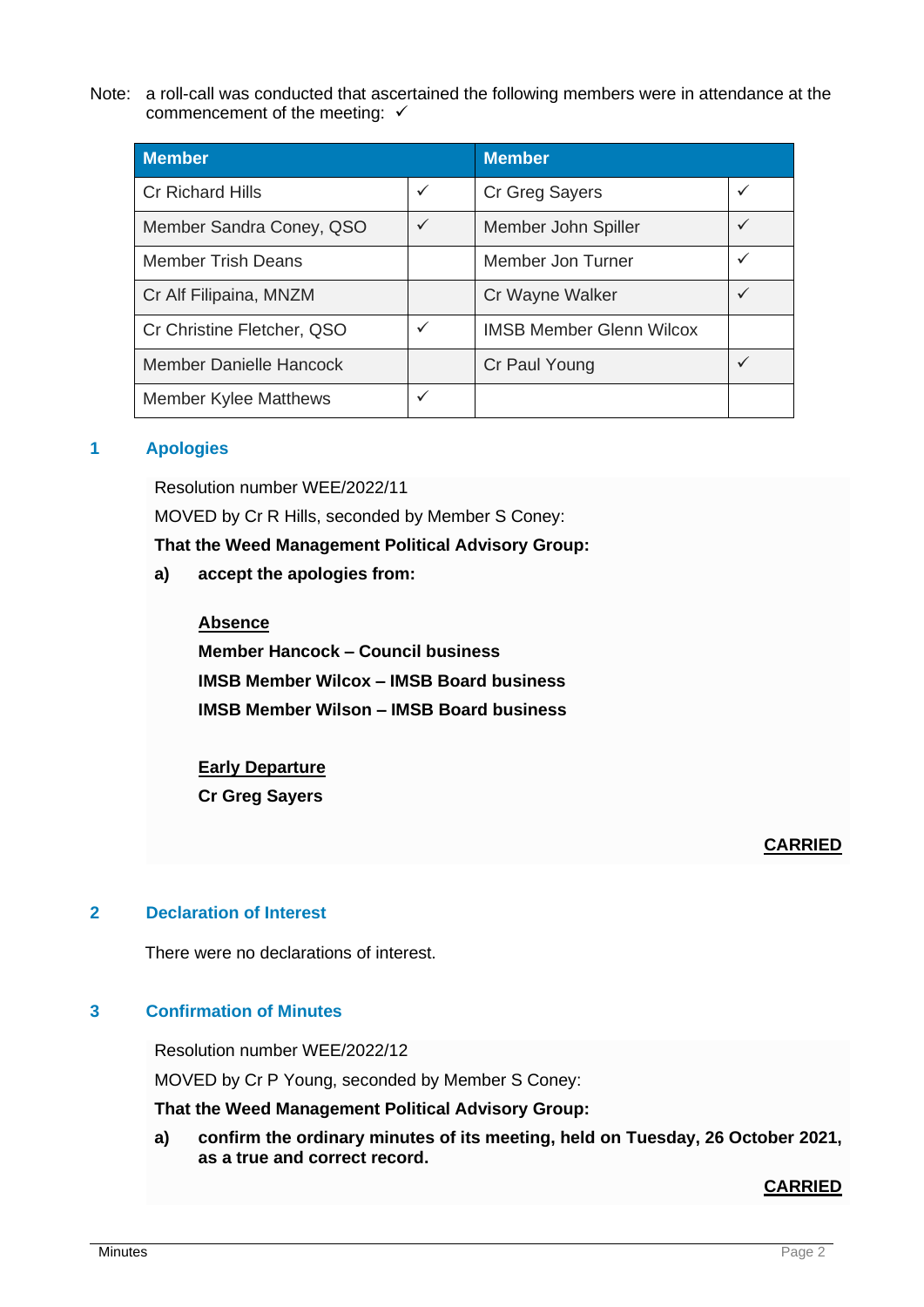Note: a roll-call was conducted that ascertained the following members were in attendance at the commencement of the meeting: ✓

| Member | | Member | |
|---|---|---|---|
| Cr Richard Hills | ✓ | Cr Greg Sayers | ✓ |
| Member Sandra Coney, QSO | ✓ | Member John Spiller | ✓ |
| Member Trish Deans | | Member Jon Turner | ✓ |
| Cr Alf Filipaina, MNZM | | Cr Wayne Walker | ✓ |
| Cr Christine Fletcher, QSO | ✓ | IMSB Member Glenn Wilcox | |
| Member Danielle Hancock | | Cr Paul Young | ✓ |
| Member Kylee Matthews | ✓ | | |

## 1 Apologies

Resolution number WEE/2022/11

MOVED by Cr R Hills, seconded by Member S Coney:

**That the Weed Management Political Advisory Group:**

**a) accept the apologies from:**

**Absence**

**Member Hancock – Council business**
**IMSB Member Wilcox – IMSB Board business**
**IMSB Member Wilson – IMSB Board business**

**Early Departure**

**Cr Greg Sayers**

**CARRIED**

## 2 Declaration of Interest

There were no declarations of interest.

## 3 Confirmation of Minutes

Resolution number WEE/2022/12

MOVED by Cr P Young, seconded by Member S Coney:

**That the Weed Management Political Advisory Group:**

**a) confirm the ordinary minutes of its meeting, held on Tuesday, 26 October 2021, as a true and correct record.**

**CARRIED**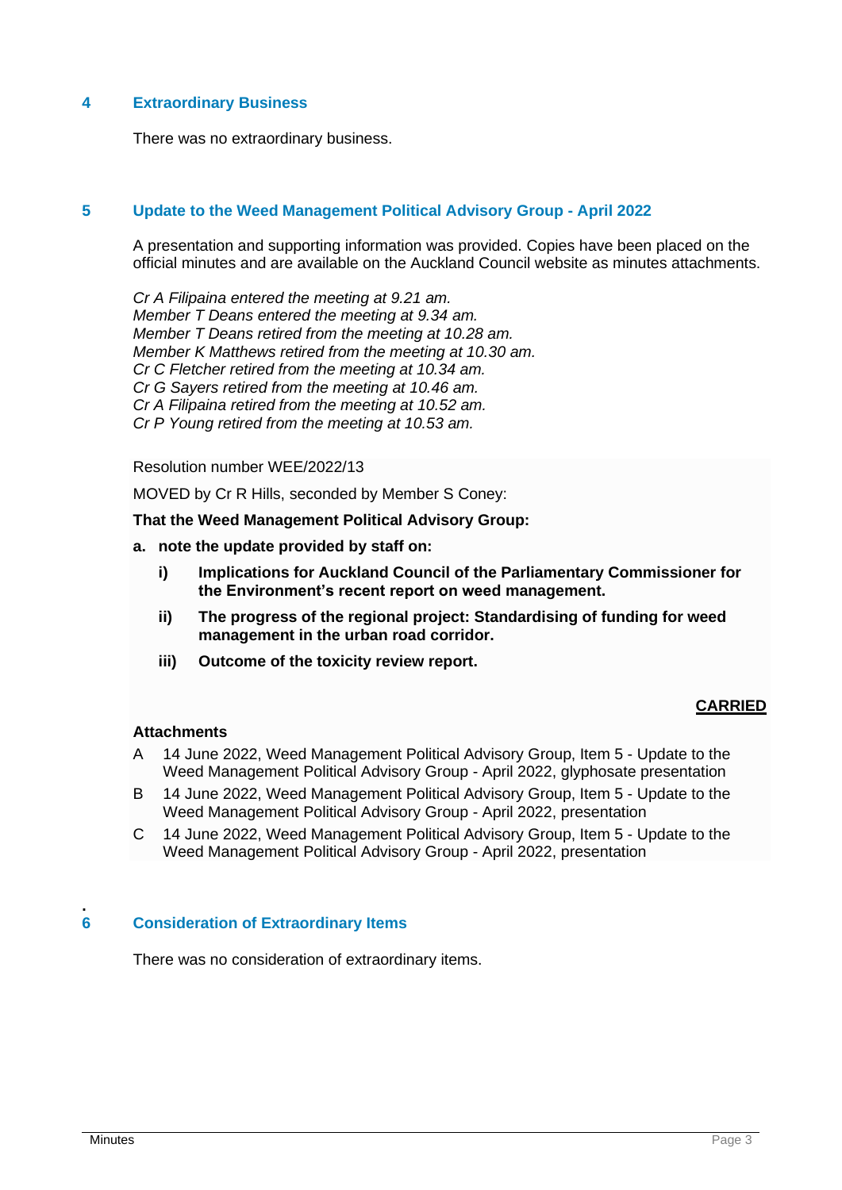## 4 Extraordinary Business

There was no extraordinary business.

## 5 Update to the Weed Management Political Advisory Group - April 2022

A presentation and supporting information was provided. Copies have been placed on the official minutes and are available on the Auckland Council website as minutes attachments.

*Cr A Filipaina entered the meeting at 9.21 am.*
*Member T Deans entered the meeting at 9.34 am.*
*Member T Deans retired from the meeting at 10.28 am.*
*Member K Matthews retired from the meeting at 10.30 am.*
*Cr C Fletcher retired from the meeting at 10.34 am.*
*Cr G Sayers retired from the meeting at 10.46 am.*
*Cr A Filipaina retired from the meeting at 10.52 am.*
*Cr P Young retired from the meeting at 10.53 am.*

Resolution number WEE/2022/13

MOVED by Cr R Hills, seconded by Member S Coney:

**That the Weed Management Political Advisory Group:**

**a. note the update provided by staff on:**

- **i) Implications for Auckland Council of the Parliamentary Commissioner for the Environment's recent report on weed management.**
- **ii) The progress of the regional project: Standardising of funding for weed management in the urban road corridor.**
- **iii) Outcome of the toxicity review report.**

**CARRIED**

**Attachments**

A 14 June 2022, Weed Management Political Advisory Group, Item 5 - Update to the Weed Management Political Advisory Group - April 2022, glyphosate presentation

B 14 June 2022, Weed Management Political Advisory Group, Item 5 - Update to the Weed Management Political Advisory Group - April 2022, presentation

C 14 June 2022, Weed Management Political Advisory Group, Item 5 - Update to the Weed Management Political Advisory Group - April 2022, presentation

## 6 Consideration of Extraordinary Items

There was no consideration of extraordinary items.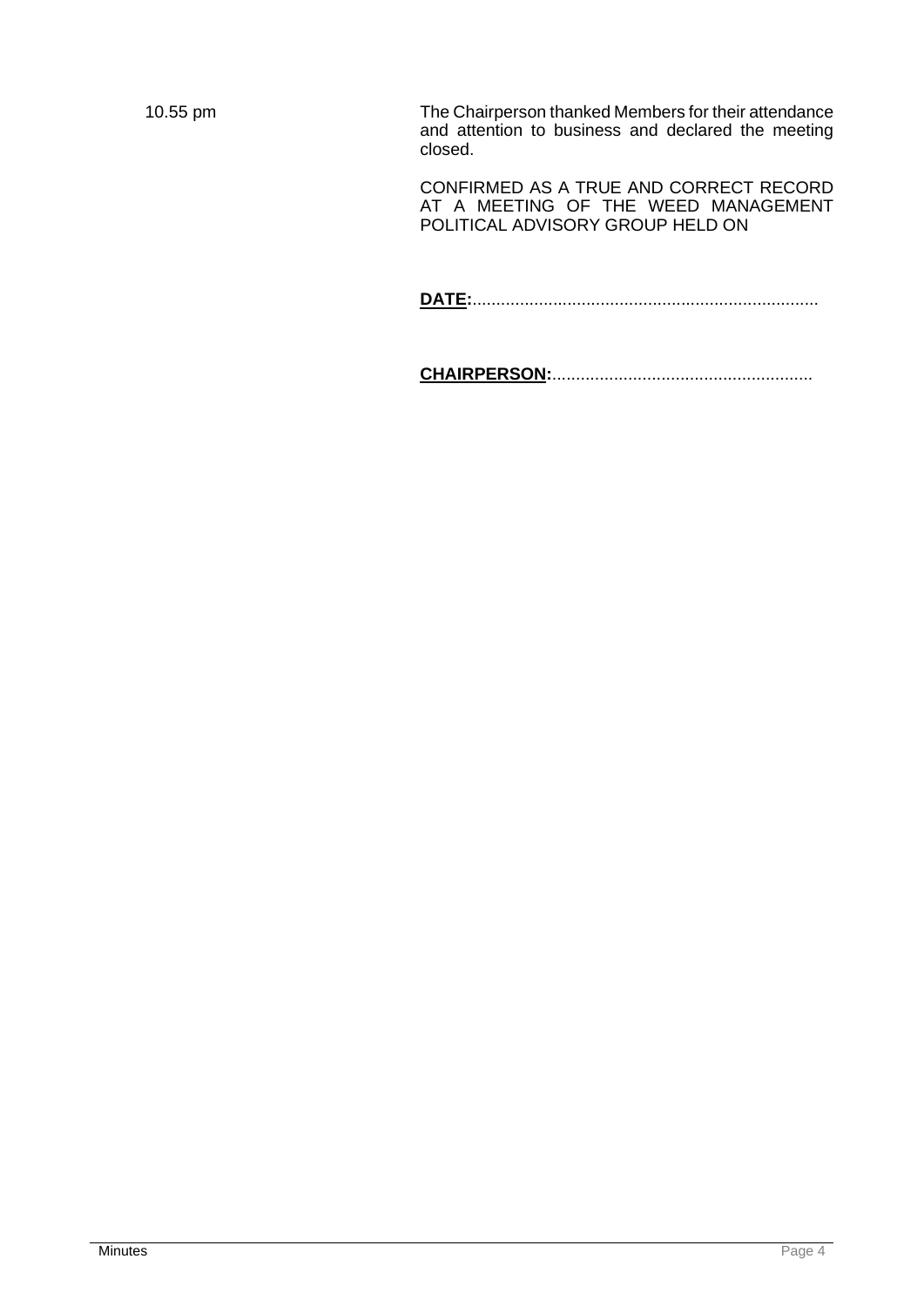| | |
|---|---|
| 10.55 pm | The Chairperson thanked Members for their attendance and attention to business and declared the meeting closed. |

CONFIRMED AS A TRUE AND CORRECT RECORD AT A MEETING OF THE WEED MANAGEMENT POLITICAL ADVISORY GROUP HELD ON

**DATE:**.........................................................................

**CHAIRPERSON:**.......................................................